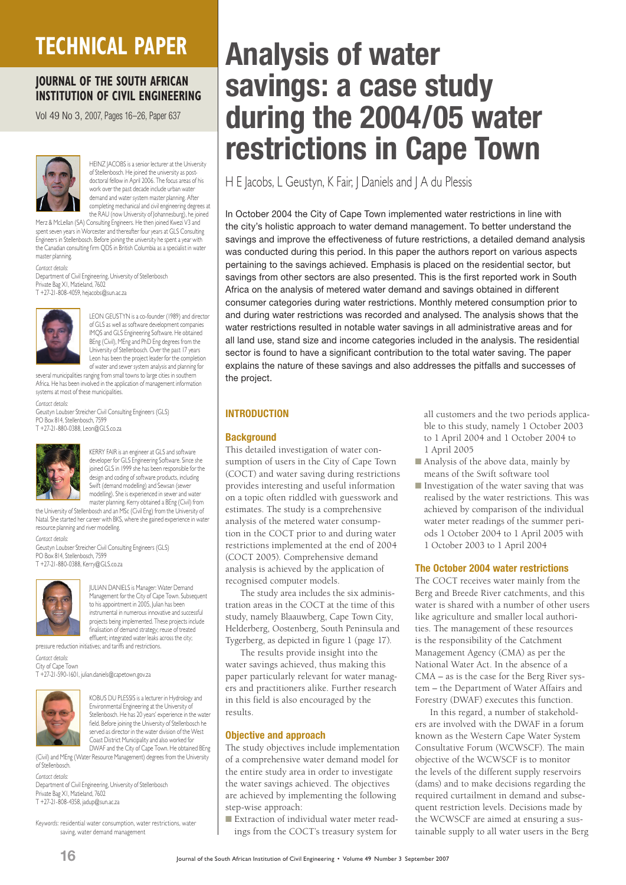# TECHNICAL PAPER

## JOURNAL OF THE SOUTH AFRICAN INSTITUTION OF CIVIL ENGINEERING

Vol 49 No 3, 2007, Pages 16–26, Paper 637

# Analysis of water savings: a case study during the 2004/05 water restrictions in Cape Town

H E Jacobs, L Geustyn, K Fair, J Daniels and J A du Plessis

HEINZ JACOBS is a senior lecturer at the University of Stellenbosch. He joined the university as post-doctoral fellow in April 2006. The focus areas of his work over the past decade include urban water demand and water system master planning. After completing mechanical and civil engineering degrees at the RAU (now University of Johannesburg), he joined Merz & McLellan (SA) Consulting Engineers. He then joined Kwezi V3 and spent seven years in Worcester and thereafter four years at GLS Consulting Engineers in Stellenbosch. Before joining the university he spent a year with the Canadian consulting firm QDS in British Columbia as a specialist in water master planning.

*Contact details:*
Department of Civil Engineering, University of Stellenbosch
Private Bag X1, Matieland, 7602
T +27-21-808-4059, hejacobs@sun.ac.za

LEON GEUSTYN is a co-founder (1989) and director of GLS as well as software development companies IMQS and GLS Engineering Software. He obtained BEng (Civil), MEng and PhD Eng degrees from the University of Stellenbosch. Over the past 17 years Leon has been the project leader for the completion of water and sewer system analysis and planning for several municipalities ranging from small towns to large cities in southern Africa. He has been involved in the application of management information systems at most of these municipalities.

*Contact details:*
Geustyn Loubser Streicher Civil Consulting Engineers (GLS)
PO Box 814, Stellenbosch, 7599
T +27-21-880-0388, Leon@GLS.co.za

KERRY FAIR is an engineer at GLS and software developer for GLS Engineering Software. Since she joined GLS in 1999 she has been responsible for the design and coding of software products, including Swift (demand modelling) and Sewsan (sewer modelling). She is experienced in sewer and water master planning. Kerry obtained a BEng (Civil) from the University of Stellenbosch and an MSc (Civil Eng) from the University of Natal. She started her career with BKS, where she gained experience in water resource planning and river modelling.

*Contact details:*
Geustyn Loubser Streicher Civil Consulting Engineers (GLS)
PO Box 814, Stellenbosch, 7599
T +27-21-880-0388, Kerry@GLS.co.za

JULIAN DANIELS is Manager: Water Demand Management for the City of Cape Town. Subsequent to his appointment in 2005, Julian has been instrumental in numerous innovative and successful projects being implemented. These projects include finalisation of demand strategy; reuse of treated effluent; integrated water leaks across the city; pressure reduction initiatives; and tariffs and restrictions.

*Contact details:*
City of Cape Town
T +27-21-590-1601, julian.daniels@capetown.gov.za

KOBUS DU PLESSIS is a lecturer in Hydrology and Environmental Engineering at the University of Stellenbosch. He has 20 years' experience in the water field. Before joining the University of Stellenbosch he served as director in the water division of the West Coast District Municipality and also worked for DWAF and the City of Cape Town. He obtained BEng (Civil) and MEng (Water Resource Management) degrees from the University of Stellenbosch.

*Contact details:*
Department of Civil Engineering, University of Stellenbosch
Private Bag X1, Matieland, 7602
T +27-21-808-4358, jadup@sun.ac.za

*Keywords:* residential water consumption, water restrictions, water saving, water demand management

In October 2004 the City of Cape Town implemented water restrictions in line with the city's holistic approach to water demand management. To better understand the savings and improve the effectiveness of future restrictions, a detailed demand analysis was conducted during this period. In this paper the authors report on various aspects pertaining to the savings achieved. Emphasis is placed on the residential sector, but savings from other sectors are also presented. This is the first reported work in South Africa on the analysis of metered water demand and savings obtained in different consumer categories during water restrictions. Monthly metered consumption prior to and during water restrictions was recorded and analysed. The analysis shows that the water restrictions resulted in notable water savings in all administrative areas and for all land use, stand size and income categories included in the analysis. The residential sector is found to have a significant contribution to the total water saving. The paper explains the nature of these savings and also addresses the pitfalls and successes of the project.

## INTRODUCTION

### Background

This detailed investigation of water consumption of users in the City of Cape Town (COCT) and water saving during restrictions provides interesting and useful information on a topic often riddled with guesswork and estimates. The study is a comprehensive analysis of the metered water consumption in the COCT prior to and during water restrictions implemented at the end of 2004 (COCT 2005). Comprehensive demand analysis is achieved by the application of recognised computer models.

The study area includes the six administration areas in the COCT at the time of this study, namely Blaauwberg, Cape Town City, Helderberg, Oostenberg, South Peninsula and Tygerberg, as depicted in figure 1 (page 17).

The results provide insight into the water savings achieved, thus making this paper particularly relevant for water managers and practitioners alike. Further research in this field is also encouraged by the results.

### Objective and approach

The study objectives include implementation of a comprehensive water demand model for the entire study area in order to investigate the water savings achieved. The objectives are achieved by implementing the following step-wise approach:

- Extraction of individual water meter readings from the COCT's treasury system for all customers and the two periods applicable to this study, namely 1 October 2003 to 1 April 2004 and 1 October 2004 to 1 April 2005
- Analysis of the above data, mainly by means of the Swift software tool
- Investigation of the water saving that was realised by the water restrictions. This was achieved by comparison of the individual water meter readings of the summer periods 1 October 2004 to 1 April 2005 with 1 October 2003 to 1 April 2004

### The October 2004 water restrictions

The COCT receives water mainly from the Berg and Breede River catchments, and this water is shared with a number of other users like agriculture and smaller local authorities. The management of these resources is the responsibility of the Catchment Management Agency (CMA) as per the National Water Act. In the absence of a CMA – as is the case for the Berg River system – the Department of Water Affairs and Forestry (DWAF) executes this function.

In this regard, a number of stakeholders are involved with the DWAF in a forum known as the Western Cape Water System Consultative Forum (WCWSCF). The main objective of the WCWSCF is to monitor the levels of the different supply reservoirs (dams) and to make decisions regarding the required curtailment in demand and subsequent restriction levels. Decisions made by the WCWSCF are aimed at ensuring a sustainable supply to all water users in the Berg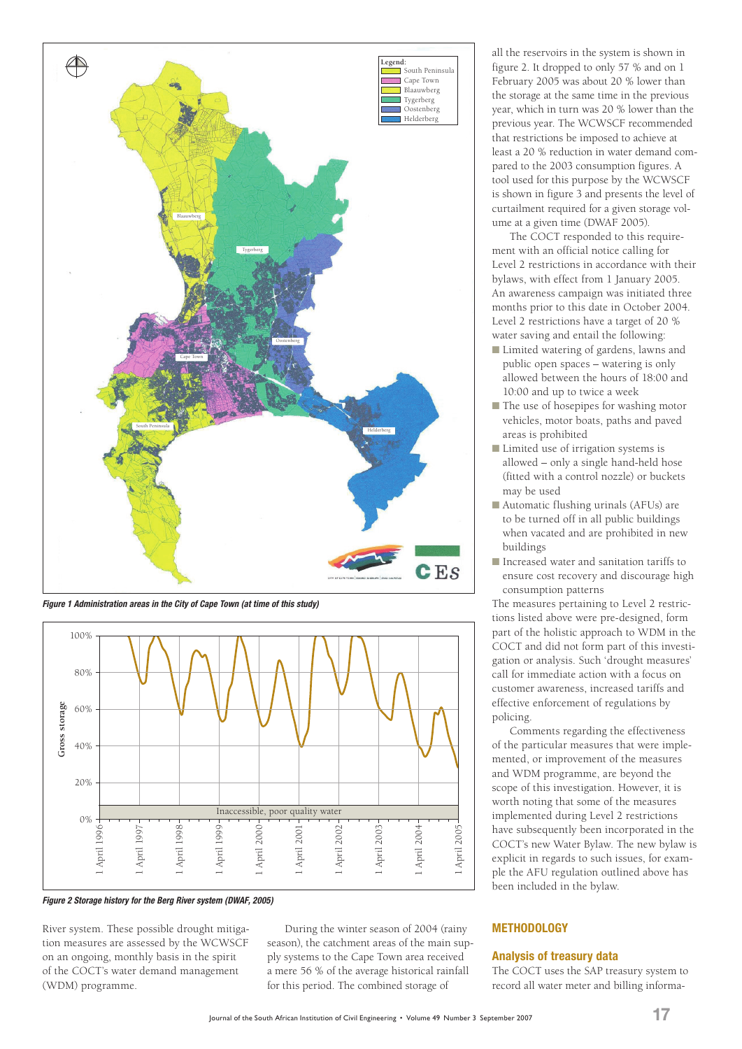Figure 1 Administration areas in the City of Cape Town (at time of this study)

Figure 2 Storage history for the Berg River system (DWAF, 2005)

River system. These possible drought mitigation measures are assessed by the WCWSCF on an ongoing, monthly basis in the spirit of the COCT's water demand management (WDM) programme.

During the winter season of 2004 (rainy season), the catchment areas of the main supply systems to the Cape Town area received a mere 56 % of the average historical rainfall for this period. The combined storage of all the reservoirs in the system is shown in figure 2. It dropped to only 57 % and on 1 February 2005 was about 20 % lower than the storage at the same time in the previous year, which in turn was 20 % lower than the previous year. The WCWSCF recommended that restrictions be imposed to achieve at least a 20 % reduction in water demand compared to the 2003 consumption figures. A tool used for this purpose by the WCWSCF is shown in figure 3 and presents the level of curtailment required for a given storage volume at a given time (DWAF 2005).

The COCT responded to this requirement with an official notice calling for Level 2 restrictions in accordance with their bylaws, with effect from 1 January 2005. An awareness campaign was initiated three months prior to this date in October 2004. Level 2 restrictions have a target of 20 % water saving and entail the following:

- Limited watering of gardens, lawns and public open spaces – watering is only allowed between the hours of 18:00 and 10:00 and up to twice a week
- The use of hosepipes for washing motor vehicles, motor boats, paths and paved areas is prohibited
- Limited use of irrigation systems is allowed – only a single hand-held hose (fitted with a control nozzle) or buckets may be used
- Automatic flushing urinals (AFUs) are to be turned off in all public buildings when vacated and are prohibited in new buildings
- Increased water and sanitation tariffs to ensure cost recovery and discourage high consumption patterns

The measures pertaining to Level 2 restrictions listed above were pre-designed, form part of the holistic approach to WDM in the COCT and did not form part of this investigation or analysis. Such 'drought measures' call for immediate action with a focus on customer awareness, increased tariffs and effective enforcement of regulations by policing.

Comments regarding the effectiveness of the particular measures that were implemented, or improvement of the measures and WDM programme, are beyond the scope of this investigation. However, it is worth noting that some of the measures implemented during Level 2 restrictions have subsequently been incorporated in the COCT's new Water Bylaw. The new bylaw is explicit in regards to such issues, for example the AFU regulation outlined above has been included in the bylaw.

## METHODOLOGY

### Analysis of treasury data

The COCT uses the SAP treasury system to record all water meter and billing informa-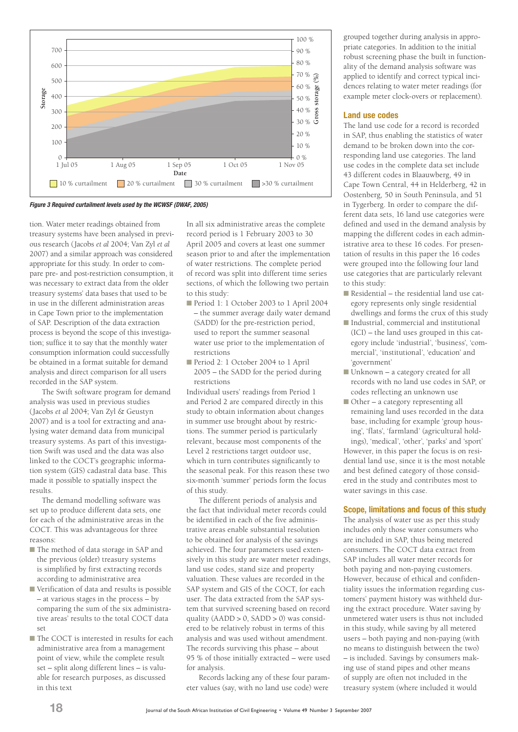Figure 3 Required curtailment levels used by the WCWSF (DWAF, 2005)

tion. Water meter readings obtained from treasury systems have been analysed in previous research (Jacobs *et al* 2004; Van Zyl *et al* 2007) and a similar approach was considered appropriate for this study. In order to compare pre- and post-restriction consumption, it was necessary to extract data from the older treasury systems' data bases that used to be in use in the different administration areas in Cape Town prior to the implementation of SAP. Description of the data extraction process is beyond the scope of this investigation; suffice it to say that the monthly water consumption information could successfully be obtained in a format suitable for demand analysis and direct comparison for all users recorded in the SAP system.

The Swift software program for demand analysis was used in previous studies (Jacobs *et al* 2004; Van Zyl & Geustyn 2007) and is a tool for extracting and analysing water demand data from municipal treasury systems. As part of this investigation Swift was used and the data was also linked to the COCT's geographic information system (GIS) cadastral data base. This made it possible to spatially inspect the results.

The demand modelling software was set up to produce different data sets, one for each of the administrative areas in the COCT. This was advantageous for three reasons:

- The method of data storage in SAP and the previous (older) treasury systems is simplified by first extracting records according to administrative area
- Verification of data and results is possible – at various stages in the process – by comparing the sum of the six administrative areas' results to the total COCT data set
- The COCT is interested in results for each administrative area from a management point of view, while the complete result set – split along different lines – is valuable for research purposes, as discussed in this text

In all six administrative areas the complete record period is 1 February 2003 to 30 April 2005 and covers at least one summer season prior to and after the implementation of water restrictions. The complete period of record was split into different time series sections, of which the following two pertain to this study:

- Period 1: 1 October 2003 to 1 April 2004 – the summer average daily water demand (SADD) for the pre-restriction period, used to report the summer seasonal water use prior to the implementation of restrictions
- Period 2: 1 October 2004 to 1 April 2005 – the SADD for the period during restrictions

Individual users' readings from Period 1 and Period 2 are compared directly in this study to obtain information about changes in summer use brought about by restrictions. The summer period is particularly relevant, because most components of the Level 2 restrictions target outdoor use, which in turn contributes significantly to the seasonal peak. For this reason these two six-month 'summer' periods form the focus of this study.

The different periods of analysis and the fact that individual meter records could be identified in each of the five administrative areas enable substantial resolution to be obtained for analysis of the savings achieved. The four parameters used extensively in this study are water meter readings, land use codes, stand size and property valuation. These values are recorded in the SAP system and GIS of the COCT, for each user. The data extracted from the SAP system that survived screening based on record quality (AADD > 0, SADD > 0) was considered to be relatively robust in terms of this analysis and was used without amendment. The records surviving this phase – about 95 % of those initially extracted – were used for analysis.

Records lacking any of these four parameter values (say, with no land use code) were grouped together during analysis in appropriate categories. In addition to the initial robust screening phase the built in functionality of the demand analysis software was applied to identify and correct typical incidences relating to water meter readings (for example meter clock-overs or replacement).

## Land use codes

The land use code for a record is recorded in SAP, thus enabling the statistics of water demand to be broken down into the corresponding land use categories. The land use codes in the complete data set include 43 different codes in Blaauwberg, 49 in Cape Town Central, 44 in Helderberg, 42 in Oostenberg, 50 in South Peninsula, and 51 in Tygerberg. In order to compare the different data sets, 16 land use categories were defined and used in the demand analysis by mapping the different codes in each administrative area to these 16 codes. For presentation of results in this paper the 16 codes were grouped into the following four land use categories that are particularly relevant to this study:

- Residential – the residential land use category represents only single residential dwellings and forms the crux of this study
- Industrial, commercial and institutional (ICI) – the land uses grouped in this category include 'industrial', 'business', 'commercial', 'institutional', 'education' and 'government'
- Unknown – a category created for all records with no land use codes in SAP, or codes reflecting an unknown use
- Other – a category representing all remaining land uses recorded in the data base, including for example 'group housing', 'flats', 'farmland' (agricultural holdings), 'medical', 'other', 'parks' and 'sport'

However, in this paper the focus is on residential land use, since it is the most notable and best defined category of those considered in the study and contributes most to water savings in this case.

## Scope, limitations and focus of this study

The analysis of water use as per this study includes only those water consumers who are included in SAP, thus being metered consumers. The COCT data extract from SAP includes all water meter records for both paying and non-paying customers. However, because of ethical and confidentiality issues the information regarding customers' payment history was withheld during the extract procedure. Water saving by unmetered water users is thus not included in this study, while saving by all metered users – both paying and non-paying (with no means to distinguish between the two) – is included. Savings by consumers making use of stand pipes and other means of supply are often not included in the treasury system (where included it would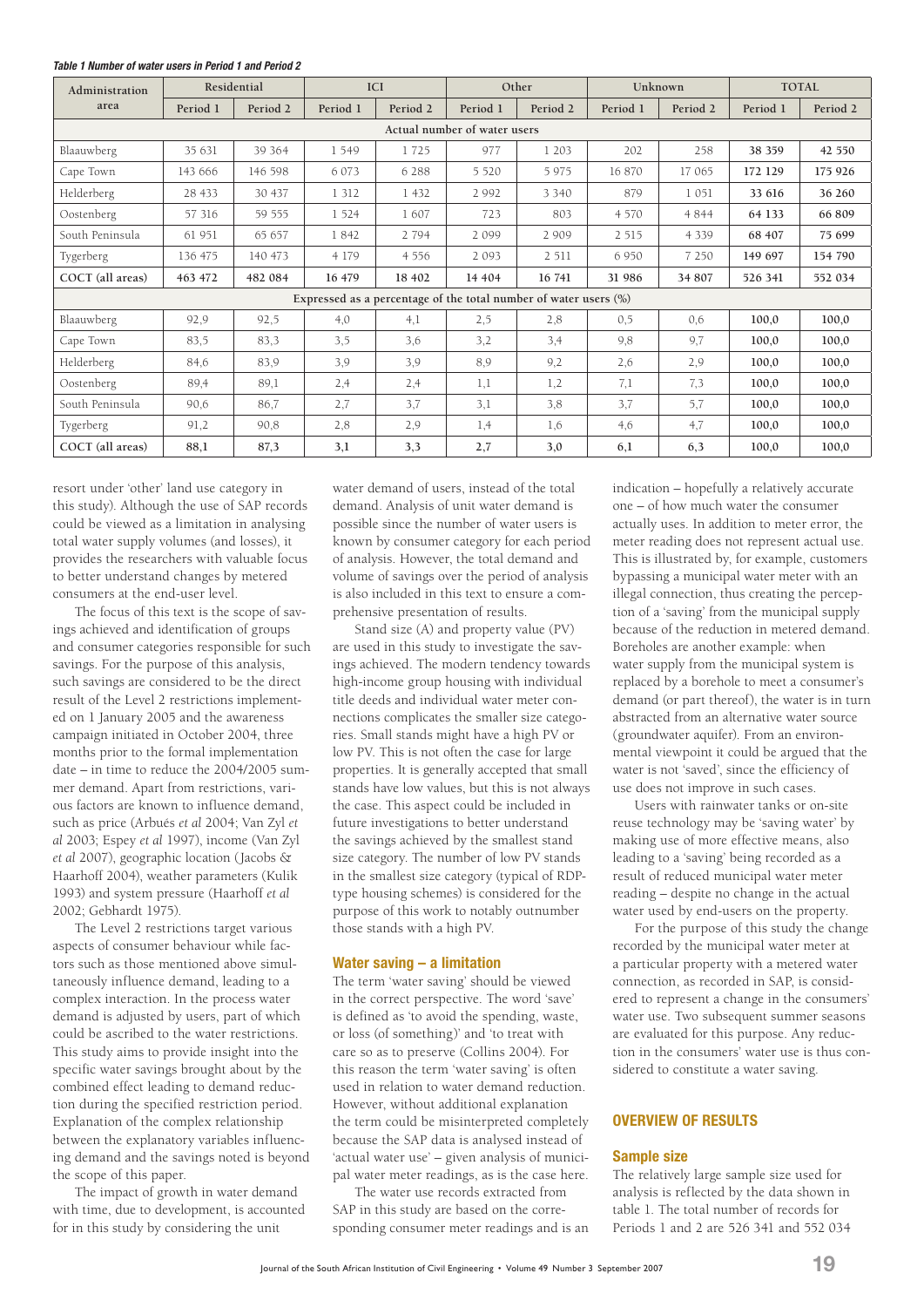*Table 1 Number of water users in Period 1 and Period 2*

| Administration area | Residential | | ICI | | Other | | Unknown | | TOTAL | |
|---|---|---|---|---|---|---|---|---|---|---|
| | Period 1 | Period 2 | Period 1 | Period 2 | Period 1 | Period 2 | Period 1 | Period 2 | Period 1 | Period 2 |
| **Actual number of water users** | | | | | | | | | | |
| Blaauwberg | 35 631 | 39 364 | 1 549 | 1 725 | 977 | 1 203 | 202 | 258 | **38 359** | **42 550** |
| Cape Town | 143 666 | 146 598 | 6 073 | 6 288 | 5 520 | 5 975 | 16 870 | 17 065 | **172 129** | **175 926** |
| Helderberg | 28 433 | 30 437 | 1 312 | 1 432 | 2 992 | 3 340 | 879 | 1 051 | **33 616** | **36 260** |
| Oostenberg | 57 316 | 59 555 | 1 524 | 1 607 | 723 | 803 | 4 570 | 4 844 | **64 133** | **66 809** |
| South Peninsula | 61 951 | 65 657 | 1 842 | 2 794 | 2 099 | 2 909 | 2 515 | 4 339 | **68 407** | **75 699** |
| Tygerberg | 136 475 | 140 473 | 4 179 | 4 556 | 2 093 | 2 511 | 6 950 | 7 250 | **149 697** | **154 790** |
| **COCT (all areas)** | **463 472** | **482 084** | **16 479** | **18 402** | **14 404** | **16 741** | **31 986** | **34 807** | **526 341** | **552 034** |
| **Expressed as a percentage of the total number of water users (%)** | | | | | | | | | | |
| Blaauwberg | 92,9 | 92,5 | 4,0 | 4,1 | 2,5 | 2,8 | 0,5 | 0,6 | **100,0** | **100,0** |
| Cape Town | 83,5 | 83,3 | 3,5 | 3,6 | 3,2 | 3,4 | 9,8 | 9,7 | **100,0** | **100,0** |
| Helderberg | 84,6 | 83,9 | 3,9 | 3,9 | 8,9 | 9,2 | 2,6 | 2,9 | **100,0** | **100,0** |
| Oostenberg | 89,4 | 89,1 | 2,4 | 2,4 | 1,1 | 1,2 | 7,1 | 7,3 | **100,0** | **100,0** |
| South Peninsula | 90,6 | 86,7 | 2,7 | 3,7 | 3,1 | 3,8 | 3,7 | 5,7 | **100,0** | **100,0** |
| Tygerberg | 91,2 | 90,8 | 2,8 | 2,9 | 1,4 | 1,6 | 4,6 | 4,7 | **100,0** | **100,0** |
| **COCT (all areas)** | **88,1** | **87,3** | **3,1** | **3,3** | **2,7** | **3,0** | **6,1** | **6,3** | **100,0** | **100,0** |

resort under 'other' land use category in this study). Although the use of SAP records could be viewed as a limitation in analysing total water supply volumes (and losses), it provides the researchers with valuable focus to better understand changes by metered consumers at the end-user level.

The focus of this text is the scope of savings achieved and identification of groups and consumer categories responsible for such savings. For the purpose of this analysis, such savings are considered to be the direct result of the Level 2 restrictions implemented on 1 January 2005 and the awareness campaign initiated in October 2004, three months prior to the formal implementation date – in time to reduce the 2004/2005 summer demand. Apart from restrictions, various factors are known to influence demand, such as price (Arbués *et al* 2004; Van Zyl *et al* 2003; Espey *et al* 1997), income (Van Zyl *et al* 2007), geographic location (Jacobs & Haarhoff 2004), weather parameters (Kulik 1993) and system pressure (Haarhoff *et al* 2002; Gebhardt 1975).

The Level 2 restrictions target various aspects of consumer behaviour while factors such as those mentioned above simultaneously influence demand, leading to a complex interaction. In the process water demand is adjusted by users, part of which could be ascribed to the water restrictions. This study aims to provide insight into the specific water savings brought about by the combined effect leading to demand reduction during the specified restriction period. Explanation of the complex relationship between the explanatory variables influencing demand and the savings noted is beyond the scope of this paper.

The impact of growth in water demand with time, due to development, is accounted for in this study by considering the unit water demand of users, instead of the total demand. Analysis of unit water demand is possible since the number of water users is known by consumer category for each period of analysis. However, the total demand and volume of savings over the period of analysis is also included in this text to ensure a comprehensive presentation of results.

Stand size (A) and property value (PV) are used in this study to investigate the savings achieved. The modern tendency towards high-income group housing with individual title deeds and individual water meter connections complicates the smaller size categories. Small stands might have a high PV or low PV. This is not often the case for large properties. It is generally accepted that small stands have low values, but this is not always the case. This aspect could be included in future investigations to better understand the savings achieved by the smallest stand size category. The number of low PV stands in the smallest size category (typical of RDP-type housing schemes) is considered for the purpose of this work to notably outnumber those stands with a high PV.

### Water saving – a limitation

The term 'water saving' should be viewed in the correct perspective. The word 'save' is defined as 'to avoid the spending, waste, or loss (of something)' and 'to treat with care so as to preserve (Collins 2004). For this reason the term 'water saving' is often used in relation to water demand reduction. However, without additional explanation the term could be misinterpreted completely because the SAP data is analysed instead of 'actual water use' – given analysis of municipal water meter readings, as is the case here.

The water use records extracted from SAP in this study are based on the corresponding consumer meter readings and is an indication – hopefully a relatively accurate one – of how much water the consumer actually uses. In addition to meter error, the meter reading does not represent actual use. This is illustrated by, for example, customers bypassing a municipal water meter with an illegal connection, thus creating the perception of a 'saving' from the municipal supply because of the reduction in metered demand. Boreholes are another example: when water supply from the municipal system is replaced by a borehole to meet a consumer's demand (or part thereof), the water is in turn abstracted from an alternative water source (groundwater aquifer). From an environmental viewpoint it could be argued that the water is not 'saved', since the efficiency of use does not improve in such cases.

Users with rainwater tanks or on-site reuse technology may be 'saving water' by making use of more effective means, also leading to a 'saving' being recorded as a result of reduced municipal water meter reading – despite no change in the actual water used by end-users on the property.

For the purpose of this study the change recorded by the municipal water meter at a particular property with a metered water connection, as recorded in SAP, is considered to represent a change in the consumers' water use. Two subsequent summer seasons are evaluated for this purpose. Any reduction in the consumers' water use is thus considered to constitute a water saving.

## OVERVIEW OF RESULTS

### Sample size

The relatively large sample size used for analysis is reflected by the data shown in table 1. The total number of records for Periods 1 and 2 are 526 341 and 552 034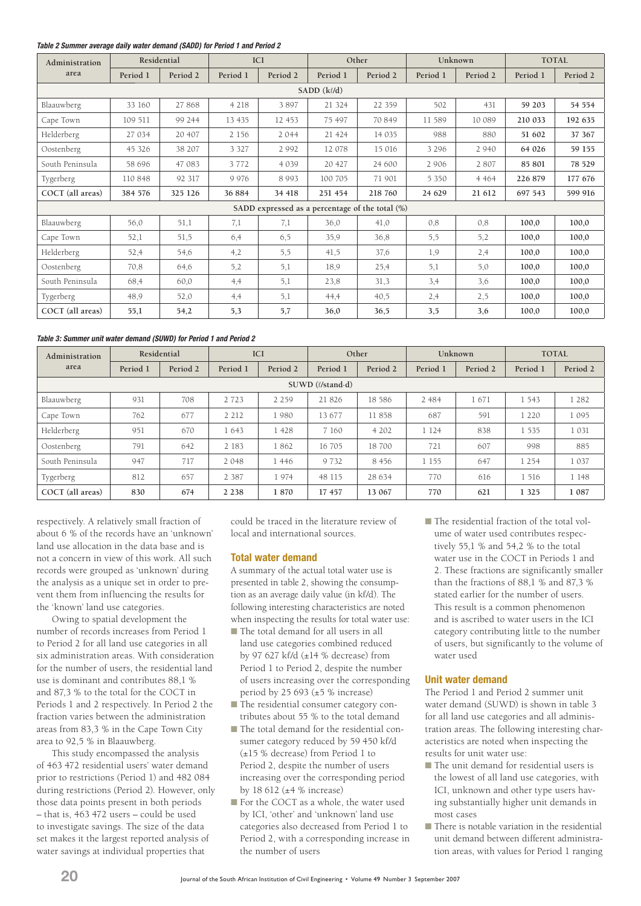*Table 2 Summer average daily water demand (SADD) for Period 1 and Period 2*

| Administration area | Residential | | ICI | | Other | | Unknown | | TOTAL | |
|---|---|---|---|---|---|---|---|---|---|---|
| | Period 1 | Period 2 | Period 1 | Period 2 | Period 1 | Period 2 | Period 1 | Period 2 | Period 1 | Period 2 |
| SADD (kℓ/d) | | | | | | | | | | |
| Blaauwberg | 33 160 | 27 868 | 4 218 | 3 897 | 21 324 | 22 359 | 502 | 431 | **59 203** | **54 554** |
| Cape Town | 109 511 | 99 244 | 13 435 | 12 453 | 75 497 | 70 849 | 11 589 | 10 089 | **210 033** | **192 635** |
| Helderberg | 27 034 | 20 407 | 2 156 | 2 044 | 21 424 | 14 035 | 988 | 880 | **51 602** | **37 367** |
| Oostenberg | 45 326 | 38 207 | 3 327 | 2 992 | 12 078 | 15 016 | 3 296 | 2 940 | **64 026** | **59 155** |
| South Peninsula | 58 696 | 47 083 | 3 772 | 4 039 | 20 427 | 24 600 | 2 906 | 2 807 | **85 801** | **78 529** |
| Tygerberg | 110 848 | 92 317 | 9 976 | 8 993 | 100 705 | 71 901 | 5 350 | 4 464 | **226 879** | **177 676** |
| **COCT (all areas)** | **384 576** | **325 126** | **36 884** | **34 418** | **251 454** | **218 760** | **24 629** | **21 612** | **697 543** | **599 916** |
| SADD expressed as a percentage of the total (%) | | | | | | | | | | |
| Blaauwberg | 56,0 | 51,1 | 7,1 | 7,1 | 36,0 | 41,0 | 0,8 | 0,8 | **100,0** | **100,0** |
| Cape Town | 52,1 | 51,5 | 6,4 | 6,5 | 35,9 | 36,8 | 5,5 | 5,2 | **100,0** | **100,0** |
| Helderberg | 52,4 | 54,6 | 4,2 | 5,5 | 41,5 | 37,6 | 1,9 | 2,4 | **100,0** | **100,0** |
| Oostenberg | 70,8 | 64,6 | 5,2 | 5,1 | 18,9 | 25,4 | 5,1 | 5,0 | **100,0** | **100,0** |
| South Peninsula | 68,4 | 60,0 | 4,4 | 5,1 | 23,8 | 31,3 | 3,4 | 3,6 | **100,0** | **100,0** |
| Tygerberg | 48,9 | 52,0 | 4,4 | 5,1 | 44,4 | 40,5 | 2,4 | 2,5 | **100,0** | **100,0** |
| **COCT (all areas)** | **55,1** | **54,2** | **5,3** | **5,7** | **36,0** | **36,5** | **3,5** | **3,6** | **100,0** | **100,0** |

*Table 3: Summer unit water demand (SUWD) for Period 1 and Period 2*

| Administration area | Residential | | ICI | | Other | | Unknown | | TOTAL | |
|---|---|---|---|---|---|---|---|---|---|---|
| | Period 1 | Period 2 | Period 1 | Period 2 | Period 1 | Period 2 | Period 1 | Period 2 | Period 1 | Period 2 |
| SUWD (ℓ/stand·d) | | | | | | | | | | |
| Blaauwberg | 931 | 708 | 2 723 | 2 259 | 21 826 | 18 586 | 2 484 | 1 671 | 1 543 | 1 282 |
| Cape Town | 762 | 677 | 2 212 | 1 980 | 13 677 | 11 858 | 687 | 591 | 1 220 | 1 095 |
| Helderberg | 951 | 670 | 1 643 | 1 428 | 7 160 | 4 202 | 1 124 | 838 | 1 535 | 1 031 |
| Oostenberg | 791 | 642 | 2 183 | 1 862 | 16 705 | 18 700 | 721 | 607 | 998 | 885 |
| South Peninsula | 947 | 717 | 2 048 | 1 446 | 9 732 | 8 456 | 1 155 | 647 | 1 254 | 1 037 |
| Tygerberg | 812 | 657 | 2 387 | 1 974 | 48 115 | 28 634 | 770 | 616 | 1 516 | 1 148 |
| **COCT (all areas)** | **830** | **674** | **2 238** | **1 870** | **17 457** | **13 067** | **770** | **621** | **1 325** | **1 087** |

respectively. A relatively small fraction of about 6 % of the records have an 'unknown' land use allocation in the data base and is not a concern in view of this work. All such records were grouped as 'unknown' during the analysis as a unique set in order to prevent them from influencing the results for the 'known' land use categories.

Owing to spatial development the number of records increases from Period 1 to Period 2 for all land use categories in all six administration areas. With consideration for the number of users, the residential land use is dominant and contributes 88,1 % and 87,3 % to the total for the COCT in Periods 1 and 2 respectively. In Period 2 the fraction varies between the administration areas from 83,3 % in the Cape Town City area to 92,5 % in Blaauwberg.

This study encompassed the analysis of 463 472 residential users' water demand prior to restrictions (Period 1) and 482 084 during restrictions (Period 2). However, only those data points present in both periods – that is, 463 472 users – could be used to investigate savings. The size of the data set makes it the largest reported analysis of water savings at individual properties that could be traced in the literature review of local and international sources.

## Total water demand

A summary of the actual total water use is presented in table 2, showing the consumption as an average daily value (in kℓ/d). The following interesting characteristics are noted when inspecting the results for total water use:

- The total demand for all users in all land use categories combined reduced by 97 627 kℓ/d (±14 % decrease) from Period 1 to Period 2, despite the number of users increasing over the corresponding period by 25 693 (±5 % increase)
- The residential consumer category contributes about 55 % to the total demand
- The total demand for the residential consumer category reduced by 59 450 kℓ/d (±15 % decrease) from Period 1 to Period 2, despite the number of users increasing over the corresponding period by 18 612 (±4 % increase)
- For the COCT as a whole, the water used by ICI, 'other' and 'unknown' land use categories also decreased from Period 1 to Period 2, with a corresponding increase in the number of users
- The residential fraction of the total volume of water used contributes respectively 55,1 % and 54,2 % to the total water use in the COCT in Periods 1 and 2. These fractions are significantly smaller than the fractions of 88,1 % and 87,3 % stated earlier for the number of users. This result is a common phenomenon and is ascribed to water users in the ICI category contributing little to the number of users, but significantly to the volume of water used

## Unit water demand

The Period 1 and Period 2 summer unit water demand (SUWD) is shown in table 3 for all land use categories and all administration areas. The following interesting characteristics are noted when inspecting the results for unit water use:

- The unit demand for residential users is the lowest of all land use categories, with ICI, unknown and other type users having substantially higher unit demands in most cases
- There is notable variation in the residential unit demand between different administration areas, with values for Period 1 ranging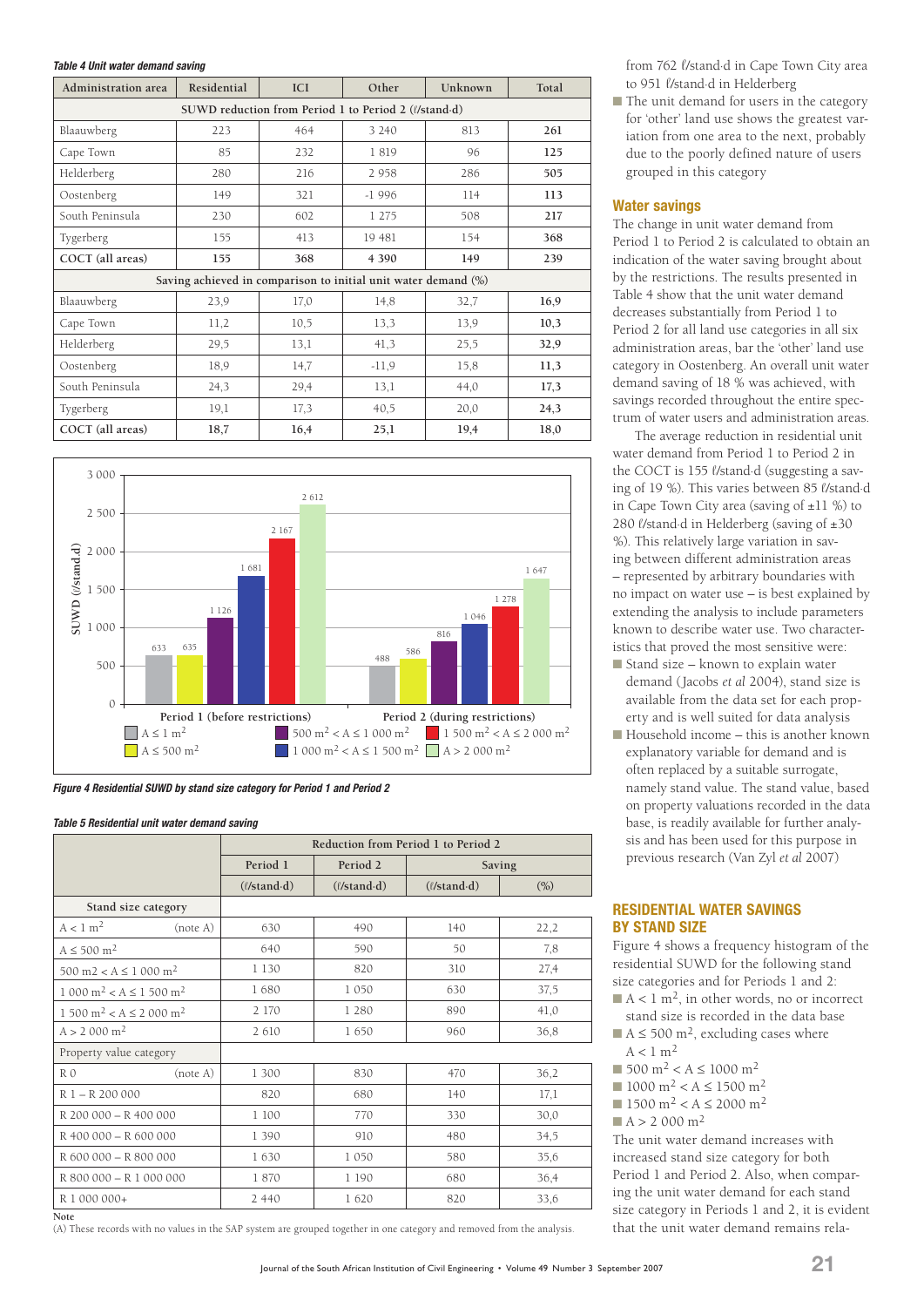*Table 4 Unit water demand saving*

| Administration area | Residential | ICI | Other | Unknown | Total |
|---|---|---|---|---|---|
| SUWD reduction from Period 1 to Period 2 (ℓ/stand·d) | | | | | |
| Blaauwberg | 223 | 464 | 3 240 | 813 | **261** |
| Cape Town | 85 | 232 | 1 819 | 96 | **125** |
| Helderberg | 280 | 216 | 2 958 | 286 | **505** |
| Oostenberg | 149 | 321 | -1 996 | 114 | **113** |
| South Peninsula | 230 | 602 | 1 275 | 508 | **217** |
| Tygerberg | 155 | 413 | 19 481 | 154 | **368** |
| **COCT (all areas)** | **155** | **368** | **4 390** | **149** | **239** |
| Saving achieved in comparison to initial unit water demand (%) | | | | | |
| Blaauwberg | 23,9 | 17,0 | 14,8 | 32,7 | **16,9** |
| Cape Town | 11,2 | 10,5 | 13,3 | 13,9 | **10,3** |
| Helderberg | 29,5 | 13,1 | 41,3 | 25,5 | **32,9** |
| Oostenberg | 18,9 | 14,7 | -11,9 | 15,8 | **11,3** |
| South Peninsula | 24,3 | 29,4 | 13,1 | 44,0 | **17,3** |
| Tygerberg | 19,1 | 17,3 | 40,5 | 20,0 | **24,3** |
| **COCT (all areas)** | **18,7** | **16,4** | **25,1** | **19,4** | **18,0** |

*Figure 4 Residential SUWD by stand size category for Period 1 and Period 2*

*Table 5 Residential unit water demand saving*

| | Reduction from Period 1 to Period 2 | | | |
|---|---|---|---|---|
| | Period 1 | Period 2 | Saving | |
| | (ℓ/stand·d) | (ℓ/stand·d) | (ℓ/stand·d) | (%) |
| Stand size category | | | | |
| $A < 1$ m$^2$ (note A) | 630 | 490 | 140 | 22,2 |
| $A \leq 500$ m$^2$ | 640 | 590 | 50 | 7,8 |
| 500 m2 $< A \leq 1\,000$ m$^2$ | 1 130 | 820 | 310 | 27,4 |
| 1 000 m$^2$ $< A \leq 1\,500$ m$^2$ | 1 680 | 1 050 | 630 | 37,5 |
| 1 500 m$^2$ $< A \leq 2\,000$ m$^2$ | 2 170 | 1 280 | 890 | 41,0 |
| $A > 2\,000$ m$^2$ | 2 610 | 1 650 | 960 | 36,8 |
| Property value category | | | | |
| R 0 (note A) | 1 300 | 830 | 470 | 36,2 |
| R 1 – R 200 000 | 820 | 680 | 140 | 17,1 |
| R 200 000 – R 400 000 | 1 100 | 770 | 330 | 30,0 |
| R 400 000 – R 600 000 | 1 390 | 910 | 480 | 34,5 |
| R 600 000 – R 800 000 | 1 630 | 1 050 | 580 | 35,6 |
| R 800 000 – R 1 000 000 | 1 870 | 1 190 | 680 | 36,4 |
| R 1 000 000+ | 2 440 | 1 620 | 820 | 33,6 |

Note
(A) These records with no values in the SAP system are grouped together in one category and removed from the analysis.

from 762 ℓ/stand·d in Cape Town City area to 951 ℓ/stand·d in Helderberg

- The unit demand for users in the category for 'other' land use shows the greatest variation from one area to the next, probably due to the poorly defined nature of users grouped in this category

### Water savings

The change in unit water demand from Period 1 to Period 2 is calculated to obtain an indication of the water saving brought about by the restrictions. The results presented in Table 4 show that the unit water demand decreases substantially from Period 1 to Period 2 for all land use categories in all six administration areas, bar the 'other' land use category in Oostenberg. An overall unit water demand saving of 18 % was achieved, with savings recorded throughout the entire spectrum of water users and administration areas.

The average reduction in residential unit water demand from Period 1 to Period 2 in the COCT is 155 ℓ/stand·d (suggesting a saving of 19 %). This varies between 85 ℓ/stand·d in Cape Town City area (saving of ±11 %) to 280 ℓ/stand·d in Helderberg (saving of ±30 %). This relatively large variation in saving between different administration areas – represented by arbitrary boundaries with no impact on water use – is best explained by extending the analysis to include parameters known to describe water use. Two characteristics that proved the most sensitive were:

- Stand size – known to explain water demand (Jacobs *et al* 2004), stand size is available from the data set for each property and is well suited for data analysis
- Household income – this is another known explanatory variable for demand and is often replaced by a suitable surrogate, namely stand value. The stand value, based on property valuations recorded in the data base, is readily available for further analysis and has been used for this purpose in previous research (Van Zyl *et al* 2007)

## RESIDENTIAL WATER SAVINGS BY STAND SIZE

Figure 4 shows a frequency histogram of the residential SUWD for the following stand size categories and for Periods 1 and 2:

- $A < 1$ m$^2$, in other words, no or incorrect stand size is recorded in the data base
- $A \leq 500$ m$^2$, excluding cases where $A < 1$ m$^2$
- 500 m$^2$ $< A \leq 1000$ m$^2$
- 1000 m$^2$ $< A \leq 1500$ m$^2$
- 1500 m$^2$ $< A \leq 2000$ m$^2$
- $A > 2\,000$ m$^2$

The unit water demand increases with increased stand size category for both Period 1 and Period 2. Also, when comparing the unit water demand for each stand size category in Periods 1 and 2, it is evident that the unit water demand remains rela-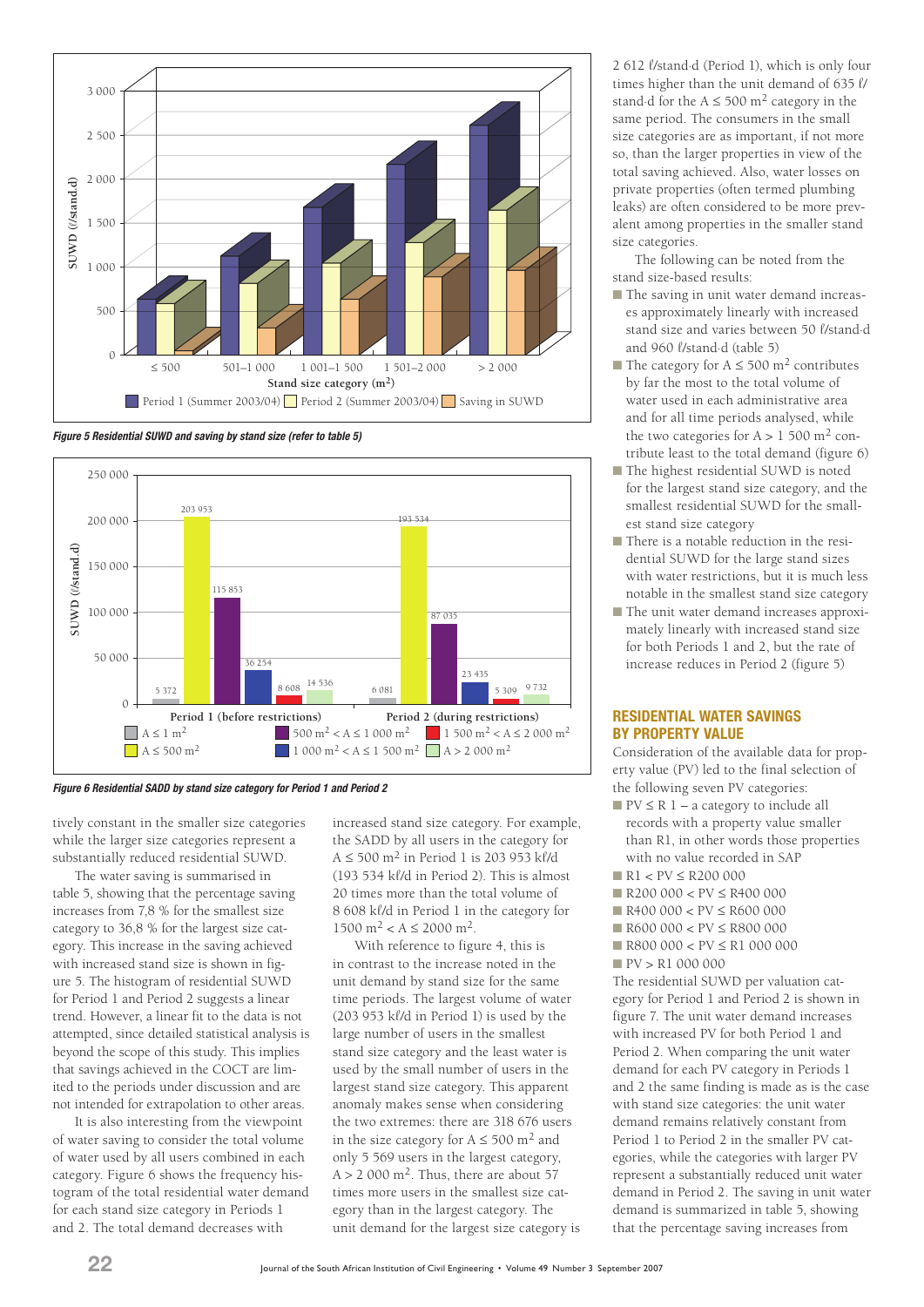*Figure 5 Residential SUWD and saving by stand size (refer to table 5)*

*Figure 6 Residential SADD by stand size category for Period 1 and Period 2*

tively constant in the smaller size categories while the larger size categories represent a substantially reduced residential SUWD.

The water saving is summarised in table 5, showing that the percentage saving increases from 7,8 % for the smallest size category to 36,8 % for the largest size category. This increase in the saving achieved with increased stand size is shown in figure 5. The histogram of residential SUWD for Period 1 and Period 2 suggests a linear trend. However, a linear fit to the data is not attempted, since detailed statistical analysis is beyond the scope of this study. This implies that savings achieved in the COCT are limited to the periods under discussion and are not intended for extrapolation to other areas.

It is also interesting from the viewpoint of water saving to consider the total volume of water used by all users combined in each category. Figure 6 shows the frequency histogram of the total residential water demand for each stand size category in Periods 1 and 2. The total demand decreases with increased stand size category. For example, the SADD by all users in the category for A ≤ 500 m$^2$ in Period 1 is 203 953 kℓ/d (193 534 kℓ/d in Period 2). This is almost 20 times more than the total volume of 8 608 kℓ/d in Period 1 in the category for 1500 m$^2$ < A ≤ 2000 m$^2$.

With reference to figure 4, this is in contrast to the increase noted in the unit demand by stand size for the same time periods. The largest volume of water (203 953 kℓ/d in Period 1) is used by the large number of users in the smallest stand size category and the least water is used by the small number of users in the largest stand size category. This apparent anomaly makes sense when considering the two extremes: there are 318 676 users in the size category for A ≤ 500 m$^2$ and only 5 569 users in the largest category, A > 2 000 m$^2$. Thus, there are about 57 times more users in the smallest size category than in the largest category. The unit demand for the largest size category is 2 612 ℓ/stand·d (Period 1), which is only four times higher than the unit demand of 635 ℓ/stand·d for the A ≤ 500 m$^2$ category in the same period. The consumers in the small size categories are as important, if not more so, than the larger properties in view of the total saving achieved. Also, water losses on private properties (often termed plumbing leaks) are often considered to be more prevalent among properties in the smaller stand size categories.

The following can be noted from the stand size-based results:

- The saving in unit water demand increases approximately linearly with increased stand size and varies between 50 ℓ/stand·d and 960 ℓ/stand·d (table 5)
- The category for A ≤ 500 m$^2$ contributes by far the most to the total volume of water used in each administrative area and for all time periods analysed, while the two categories for A > 1 500 m$^2$ contribute least to the total demand (figure 6)
- The highest residential SUWD is noted for the largest stand size category, and the smallest residential SUWD for the smallest stand size category
- There is a notable reduction in the residential SUWD for the large stand sizes with water restrictions, but it is much less notable in the smallest stand size category
- The unit water demand increases approximately linearly with increased stand size for both Periods 1 and 2, but the rate of increase reduces in Period 2 (figure 5)

## RESIDENTIAL WATER SAVINGS BY PROPERTY VALUE

Consideration of the available data for property value (PV) led to the final selection of the following seven PV categories:

- PV ≤ R 1 – a category to include all records with a property value smaller than R1, in other words those properties with no value recorded in SAP
- R1 < PV ≤ R200 000
- R200 000 < PV ≤ R400 000
- R400 000 < PV ≤ R600 000
- R600 000 < PV ≤ R800 000
- R800 000 < PV ≤ R1 000 000
- PV > R1 000 000

The residential SUWD per valuation category for Period 1 and Period 2 is shown in figure 7. The unit water demand increases with increased PV for both Period 1 and Period 2. When comparing the unit water demand for each PV category in Periods 1 and 2 the same finding is made as is the case with stand size categories: the unit water demand remains relatively constant from Period 1 to Period 2 in the smaller PV categories, while the categories with larger PV represent a substantially reduced unit water demand in Period 2. The saving in unit water demand is summarized in table 5, showing that the percentage saving increases from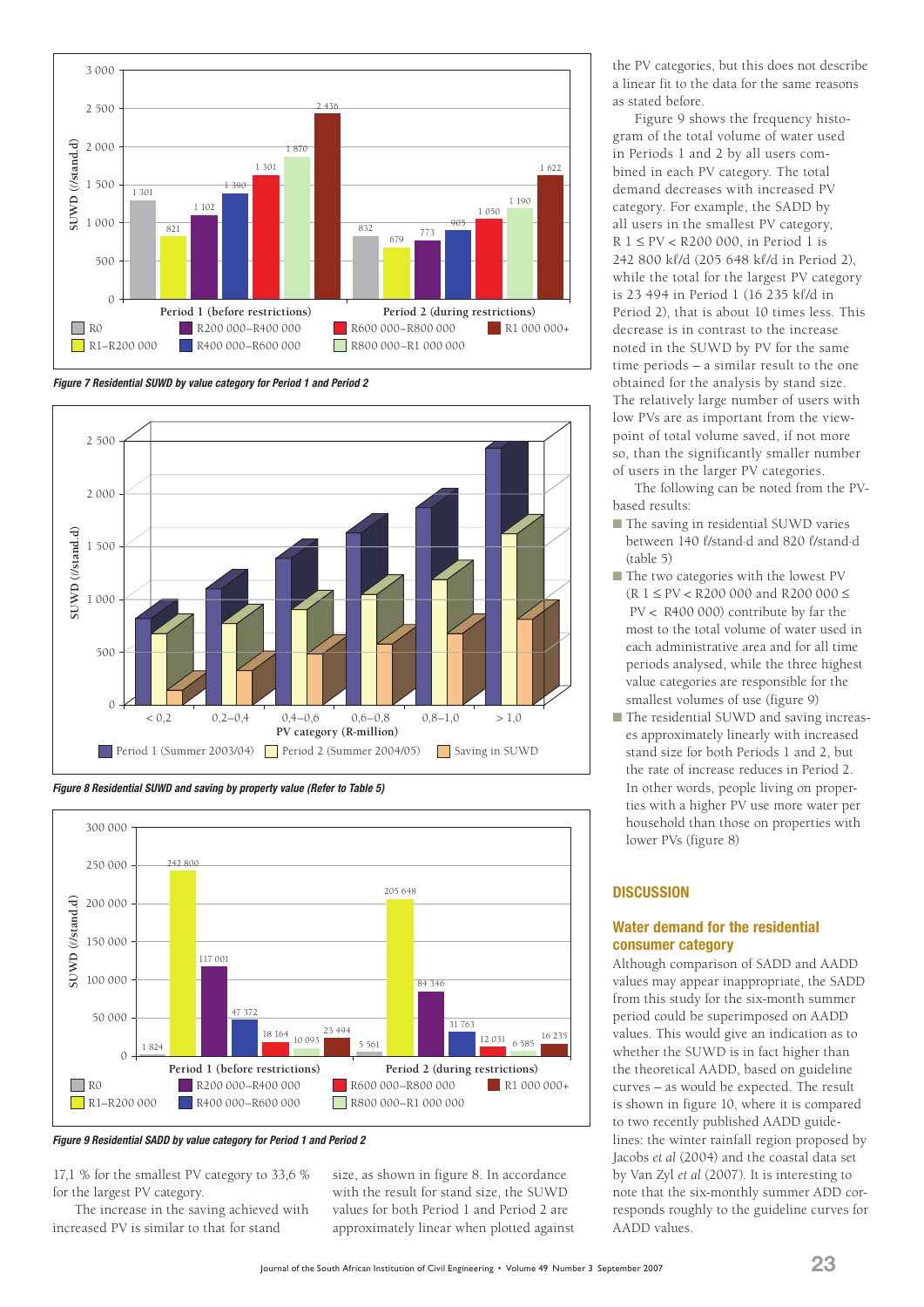*Figure 7 Residential SUWD by value category for Period 1 and Period 2*

*Figure 8 Residential SUWD and saving by property value (Refer to Table 5)*

*Figure 9 Residential SADD by value category for Period 1 and Period 2*

17,1 % for the smallest PV category to 33,6 % for the largest PV category.

The increase in the saving achieved with increased PV is similar to that for stand size, as shown in figure 8. In accordance with the result for stand size, the SUWD values for both Period 1 and Period 2 are approximately linear when plotted against the PV categories, but this does not describe a linear fit to the data for the same reasons as stated before.

Figure 9 shows the frequency histogram of the total volume of water used in Periods 1 and 2 by all users combined in each PV category. The total demand decreases with increased PV category. For example, the SADD by all users in the smallest PV category, R 1 ≤ PV < R200 000, in Period 1 is 242 800 kℓ/d (205 648 kℓ/d in Period 2), while the total for the largest PV category is 23 494 in Period 1 (16 235 kℓ/d in Period 2), that is about 10 times less. This decrease is in contrast to the increase noted in the SUWD by PV for the same time periods – a similar result to the one obtained for the analysis by stand size. The relatively large number of users with low PVs are as important from the viewpoint of total volume saved, if not more so, than the significantly smaller number of users in the larger PV categories.

The following can be noted from the PV-based results:

- The saving in residential SUWD varies between 140 ℓ/stand·d and 820 ℓ/stand·d (table 5)
- The two categories with the lowest PV (R 1 ≤ PV < R200 000 and R200 000 ≤ PV < R400 000) contribute by far the most to the total volume of water used in each administrative area and for all time periods analysed, while the three highest value categories are responsible for the smallest volumes of use (figure 9)
- The residential SUWD and saving increases approximately linearly with increased stand size for both Periods 1 and 2, but the rate of increase reduces in Period 2. In other words, people living on properties with a higher PV use more water per household than those on properties with lower PVs (figure 8)

## DISCUSSION

### Water demand for the residential consumer category

Although comparison of SADD and AADD values may appear inappropriate, the SADD from this study for the six-month summer period could be superimposed on AADD values. This would give an indication as to whether the SUWD is in fact higher than the theoretical AADD, based on guideline curves – as would be expected. The result is shown in figure 10, where it is compared to two recently published AADD guidelines: the winter rainfall region proposed by Jacobs *et al* (2004) and the coastal data set by Van Zyl *et al* (2007). It is interesting to note that the six-monthly summer ADD corresponds roughly to the guideline curves for AADD values.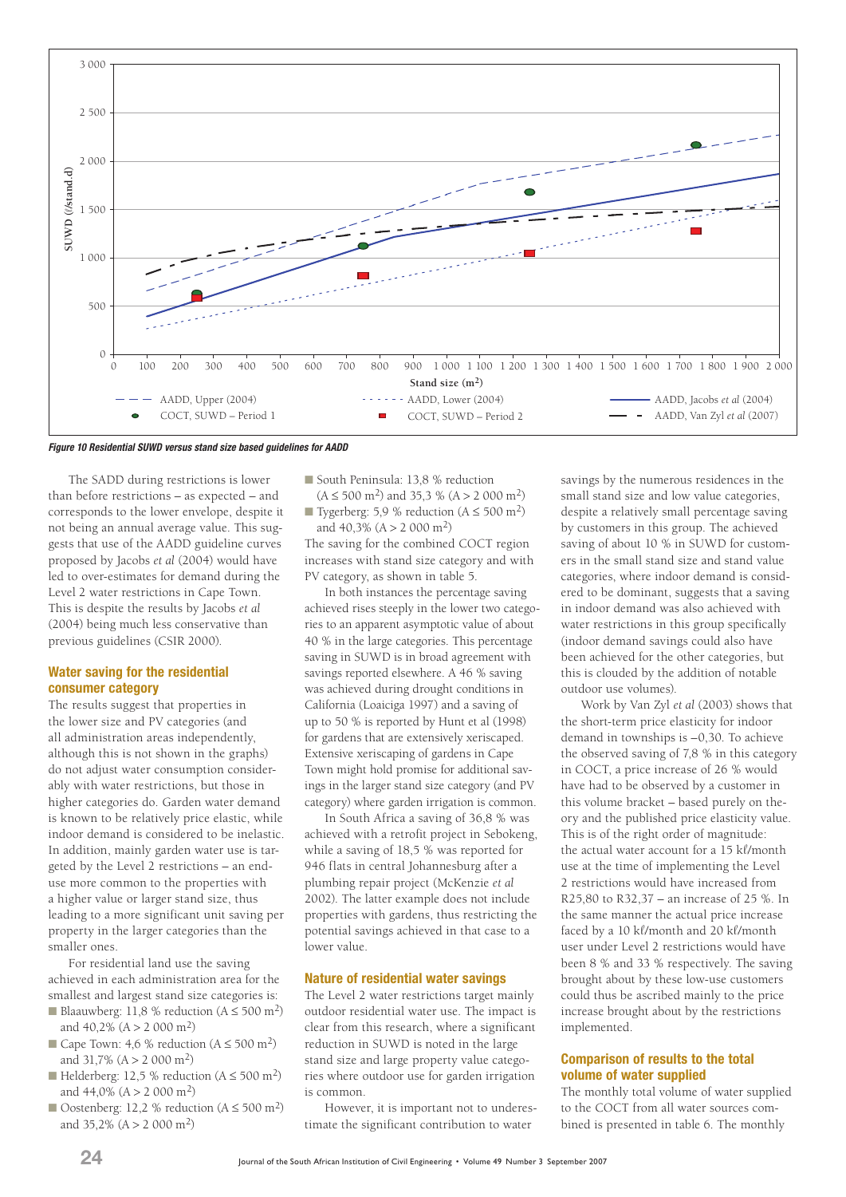*Figure 10 Residential SUWD versus stand size based guidelines for AADD*

The SADD during restrictions is lower than before restrictions – as expected – and corresponds to the lower envelope, despite it not being an annual average value. This suggests that use of the AADD guideline curves proposed by Jacobs *et al* (2004) would have led to over-estimates for demand during the Level 2 water restrictions in Cape Town. This is despite the results by Jacobs *et al* (2004) being much less conservative than previous guidelines (CSIR 2000).

## Water saving for the residential consumer category

The results suggest that properties in the lower size and PV categories (and all administration areas independently, although this is not shown in the graphs) do not adjust water consumption considerably with water restrictions, but those in higher categories do. Garden water demand is known to be relatively price elastic, while indoor demand is considered to be inelastic. In addition, mainly garden water use is targeted by the Level 2 restrictions – an end-use more common to the properties with a higher value or larger stand size, thus leading to a more significant unit saving per property in the larger categories than the smaller ones.

For residential land use the saving achieved in each administration area for the smallest and largest stand size categories is:

- Blaauwberg: 11,8 % reduction (A ≤ 500 m$^2$) and 40,2% (A > 2 000 m$^2$)
- Cape Town: 4,6 % reduction (A ≤ 500 m$^2$) and 31,7% (A > 2 000 m$^2$)
- Helderberg: 12,5 % reduction (A ≤ 500 m$^2$) and 44,0% (A > 2 000 m$^2$)
- Oostenberg: 12,2 % reduction (A ≤ 500 m$^2$) and 35,2% (A > 2 000 m$^2$)
- South Peninsula: 13,8 % reduction (A ≤ 500 m$^2$) and 35,3 % (A > 2 000 m$^2$)
- Tygerberg: 5,9 % reduction (A ≤ 500 m$^2$) and 40,3% (A > 2 000 m$^2$)

The saving for the combined COCT region increases with stand size category and with PV category, as shown in table 5.

In both instances the percentage saving achieved rises steeply in the lower two categories to an apparent asymptotic value of about 40 % in the large categories. This percentage saving in SUWD is in broad agreement with savings reported elsewhere. A 46 % saving was achieved during drought conditions in California (Loaiciga 1997) and a saving of up to 50 % is reported by Hunt et al (1998) for gardens that are extensively xeriscaped. Extensive xeriscaping of gardens in Cape Town might hold promise for additional savings in the larger stand size category (and PV category) where garden irrigation is common.

In South Africa a saving of 36,8 % was achieved with a retrofit project in Sebokeng, while a saving of 18,5 % was reported for 946 flats in central Johannesburg after a plumbing repair project (McKenzie *et al* 2002). The latter example does not include properties with gardens, thus restricting the potential savings achieved in that case to a lower value.

## Nature of residential water savings

The Level 2 water restrictions target mainly outdoor residential water use. The impact is clear from this research, where a significant reduction in SUWD is noted in the large stand size and large property value categories where outdoor use for garden irrigation is common.

However, it is important not to underestimate the significant contribution to water savings by the numerous residences in the small stand size and low value categories, despite a relatively small percentage saving by customers in this group. The achieved saving of about 10 % in SUWD for customers in the small stand size and stand value categories, where indoor demand is considered to be dominant, suggests that a saving in indoor demand was also achieved with water restrictions in this group specifically (indoor demand savings could also have been achieved for the other categories, but this is clouded by the addition of notable outdoor use volumes).

Work by Van Zyl *et al* (2003) shows that the short-term price elasticity for indoor demand in townships is –0,30. To achieve the observed saving of 7,8 % in this category in COCT, a price increase of 26 % would have had to be observed by a customer in this volume bracket – based purely on theory and the published price elasticity value. This is of the right order of magnitude: the actual water account for a 15 kℓ/month use at the time of implementing the Level 2 restrictions would have increased from R25,80 to R32,37 – an increase of 25 %. In the same manner the actual price increase faced by a 10 kℓ/month and 20 kℓ/month user under Level 2 restrictions would have been 8 % and 33 % respectively. The saving brought about by these low-use customers could thus be ascribed mainly to the price increase brought about by the restrictions implemented.

## Comparison of results to the total volume of water supplied

The monthly total volume of water supplied to the COCT from all water sources combined is presented in table 6. The monthly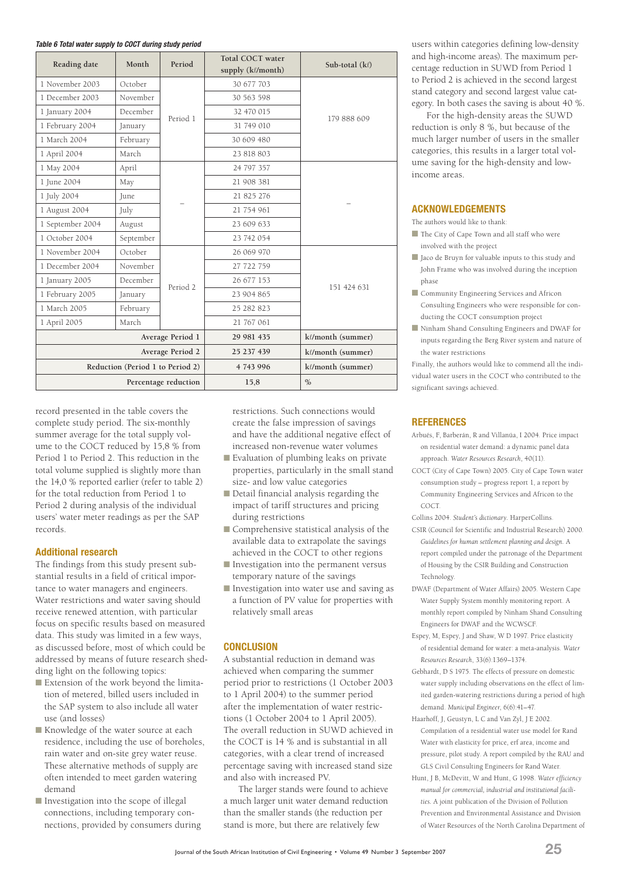*Table 6 Total water supply to COCT during study period*

| Reading date | Month | Period | Total COCT water supply (kℓ/month) | Sub-total (kℓ) |
|---|---|---|---|---|
| 1 November 2003 | October | Period 1 | 30 677 703 | 179 888 609 |
| 1 December 2003 | November | | 30 563 598 | |
| 1 January 2004 | December | | 32 470 015 | |
| 1 February 2004 | January | | 31 749 010 | |
| 1 March 2004 | February | | 30 609 480 | |
| 1 April 2004 | March | | 23 818 803 | |
| 1 May 2004 | April | – | 24 797 357 | – |
| 1 June 2004 | May | | 21 908 381 | |
| 1 July 2004 | June | | 21 825 276 | |
| 1 August 2004 | July | | 21 754 961 | |
| 1 September 2004 | August | | 23 609 633 | |
| 1 October 2004 | September | | 23 742 054 | |
| 1 November 2004 | October | Period 2 | 26 069 970 | 151 424 631 |
| 1 December 2004 | November | | 27 722 759 | |
| 1 January 2005 | December | | 26 677 153 | |
| 1 February 2005 | January | | 23 904 865 | |
| 1 March 2005 | February | | 25 282 823 | |
| 1 April 2005 | March | | 21 767 061 | |
| | | Average Period 1 | 29 981 435 | kℓ/month (summer) |
| | | Average Period 2 | 25 237 439 | kℓ/month (summer) |
| | | Reduction (Period 1 to Period 2) | 4 743 996 | kℓ/month (summer) |
| | | Percentage reduction | 15,8 | % |

record presented in the table covers the complete study period. The six-monthly summer average for the total supply volume to the COCT reduced by 15,8 % from Period 1 to Period 2. This reduction in the total volume supplied is slightly more than the 14,0 % reported earlier (refer to table 2) for the total reduction from Period 1 to Period 2 during analysis of the individual users' water meter readings as per the SAP records.

### Additional research

The findings from this study present substantial results in a field of critical importance to water managers and engineers. Water restrictions and water saving should receive renewed attention, with particular focus on specific results based on measured data. This study was limited in a few ways, as discussed before, most of which could be addressed by means of future research shedding light on the following topics:

- Extension of the work beyond the limitation of metered, billed users included in the SAP system to also include all water use (and losses)
- Knowledge of the water source at each residence, including the use of boreholes, rain water and on-site grey water reuse. These alternative methods of supply are often intended to meet garden watering demand
- Investigation into the scope of illegal connections, including temporary connections, provided by consumers during restrictions. Such connections would create the false impression of savings and have the additional negative effect of increased non-revenue water volumes
- Evaluation of plumbing leaks on private properties, particularly in the small stand size- and low value categories
- Detail financial analysis regarding the impact of tariff structures and pricing during restrictions
- Comprehensive statistical analysis of the available data to extrapolate the savings achieved in the COCT to other regions
- Investigation into the permanent versus temporary nature of the savings
- Investigation into water use and saving as a function of PV value for properties with relatively small areas

## CONCLUSION

A substantial reduction in demand was achieved when comparing the summer period prior to restrictions (1 October 2003 to 1 April 2004) to the summer period after the implementation of water restrictions (1 October 2004 to 1 April 2005). The overall reduction in SUWD achieved in the COCT is 14 % and is substantial in all categories, with a clear trend of increased percentage saving with increased stand size and also with increased PV.

The larger stands were found to achieve a much larger unit water demand reduction than the smaller stands (the reduction per stand is more, but there are relatively few users within categories defining low-density and high-income areas). The maximum percentage reduction in SUWD from Period 1 to Period 2 is achieved in the second largest stand category and second largest value category. In both cases the saving is about 40 %.

For the high-density areas the SUWD reduction is only 8 %, but because of the much larger number of users in the smaller categories, this results in a larger total volume saving for the high-density and low-income areas.

## ACKNOWLEDGEMENTS

The authors would like to thank:

- The City of Cape Town and all staff who were involved with the project
- Jaco de Bruyn for valuable inputs to this study and John Frame who was involved during the inception phase
- Community Engineering Services and Africon Consulting Engineers who were responsible for conducting the COCT consumption project
- Ninham Shand Consulting Engineers and DWAF for inputs regarding the Berg River system and nature of the water restrictions

Finally, the authors would like to commend all the individual water users in the COCT who contributed to the significant savings achieved.

## REFERENCES

Arbués, F, Barberán, R and Villanúa, I 2004. Price impact on residential water demand: a dynamic panel data approach. *Water Resources Research*, 40(11).

COCT (City of Cape Town) 2005. City of Cape Town water consumption study – progress report 1, a report by Community Engineering Services and Africon to the COCT.

Collins 2004. *Student's dictionary*. HarperCollins.

CSIR (Council for Scientific and Industrial Research) 2000. *Guidelines for human settlement planning and design*. A report compiled under the patronage of the Department of Housing by the CSIR Building and Construction Technology.

DWAF (Department of Water Affairs) 2005. Western Cape Water Supply System monthly monitoring report. A monthly report compiled by Ninham Shand Consulting Engineers for DWAF and the WCWSCF.

Espey, M, Espey, J and Shaw, W D 1997. Price elasticity of residential demand for water: a meta-analysis. *Water Resources Research*, 33(6):1369–1374.

Gebhardt, D S 1975. The effects of pressure on domestic water supply including observations on the effect of limited garden-watering restrictions during a period of high demand. *Municipal Engineer*, 6(6):41–47.

Haarhoff, J, Geustyn, L C and Van Zyl, J E 2002. Compilation of a residential water use model for Rand Water with elasticity for price, erf area, income and pressure, pilot study. A report compiled by the RAU and GLS Civil Consulting Engineers for Rand Water.

Hunt, J B, McDevitt, W and Hunt, G 1998. *Water efficiency manual for commercial, industrial and institutional facilities*. A joint publication of the Division of Pollution Prevention and Environmental Assistance and Division of Water Resources of the North Carolina Department of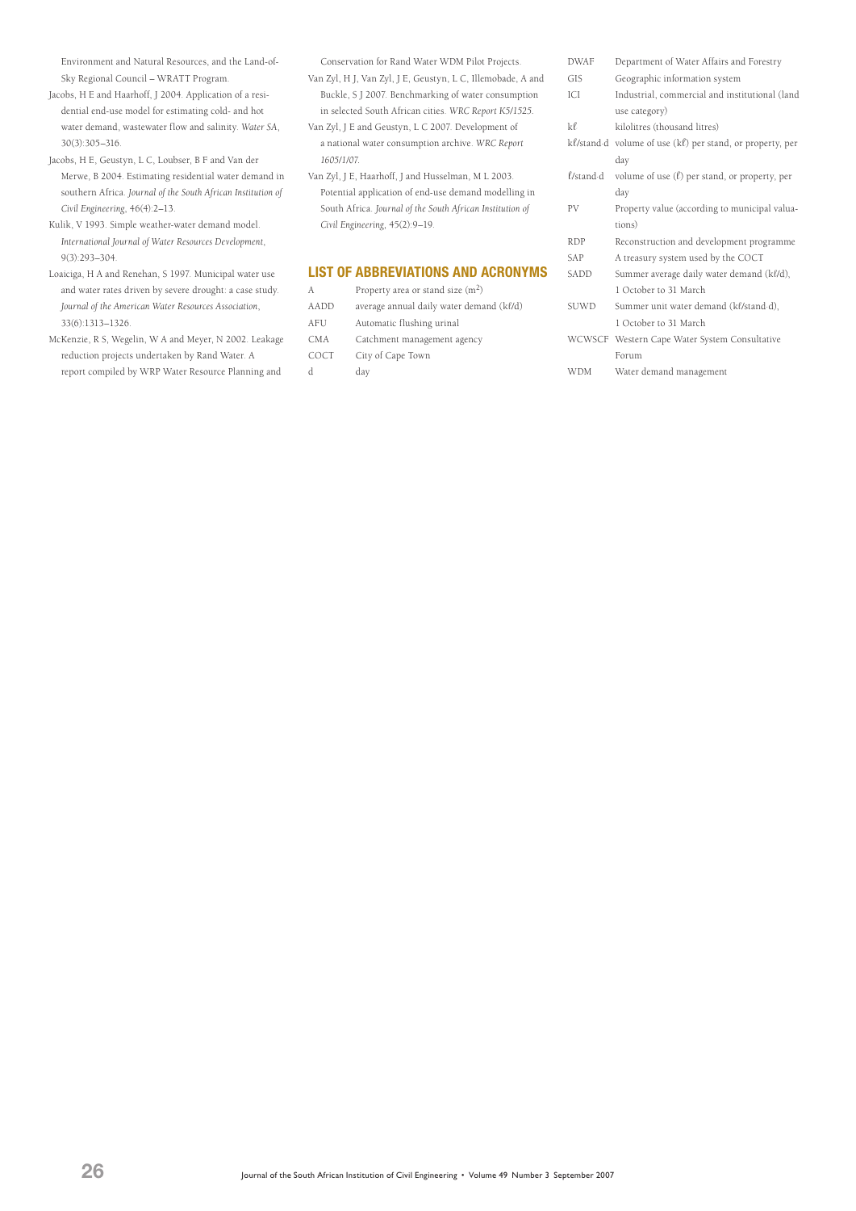Environment and Natural Resources, and the Land-of-Sky Regional Council – WRATT Program.

Jacobs, H E and Haarhoff, J 2004. Application of a residential end-use model for estimating cold- and hot water demand, wastewater flow and salinity. *Water SA*, 30(3):305–316.

Jacobs, H E, Geustyn, L C, Loubser, B F and Van der Merwe, B 2004. Estimating residential water demand in southern Africa. *Journal of the South African Institution of Civil Engineering*, 46(4):2–13.

Kulik, V 1993. Simple weather-water demand model. *International Journal of Water Resources Development*, 9(3):293–304.

Loaiciga, H A and Renehan, S 1997. Municipal water use and water rates driven by severe drought: a case study. *Journal of the American Water Resources Association*, 33(6):1313–1326.

McKenzie, R S, Wegelin, W A and Meyer, N 2002. Leakage reduction projects undertaken by Rand Water. A report compiled by WRP Water Resource Planning and Conservation for Rand Water WDM Pilot Projects.

Van Zyl, H J, Van Zyl, J E, Geustyn, L C, Illemobade, A and Buckle, S J 2007. Benchmarking of water consumption in selected South African cities. *WRC Report K5/1525*.

Van Zyl, J E and Geustyn, L C 2007. Development of a national water consumption archive. *WRC Report 1605/1/07*.

Van Zyl, J E, Haarhoff, J and Husselman, M L 2003. Potential application of end-use demand modelling in South Africa. *Journal of the South African Institution of Civil Engineering*, 45(2):9–19.

## LIST OF ABBREVIATIONS AND ACRONYMS

| | |
|---|---|
| A | Property area or stand size ($m^2$) |
| AADD | average annual daily water demand (kℓ/d) |
| AFU | Automatic flushing urinal |
| CMA | Catchment management agency |
| COCT | City of Cape Town |
| d | day |
| DWAF | Department of Water Affairs and Forestry |
| GIS | Geographic information system |
| ICI | Industrial, commercial and institutional (land use category) |
| kℓ | kilolitres (thousand litres) |
| kℓ/stand·d | volume of use (kℓ) per stand, or property, per day |
| ℓ/stand·d | volume of use (ℓ) per stand, or property, per day |
| PV | Property value (according to municipal valuations) |
| RDP | Reconstruction and development programme |
| SAP | A treasury system used by the COCT |
| SADD | Summer average daily water demand (kℓ/d), 1 October to 31 March |
| SUWD | Summer unit water demand (kℓ/stand·d), 1 October to 31 March |
| WCWSCF | Western Cape Water System Consultative Forum |
| WDM | Water demand management |